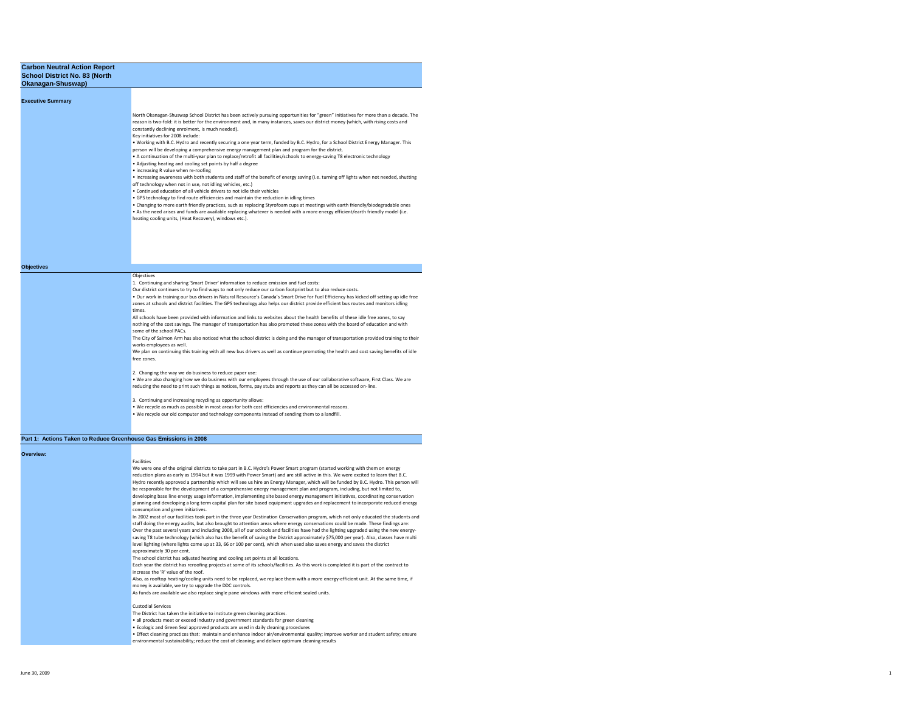# Carbon Neutral Action Report
## School District No. 83 (North Okanagan-Shuswap)

### Executive Summary

North Okanagan-Shuswap School District has been actively pursuing opportunities for "green" initiatives for more than a decade. The reason is two-fold: it is better for the environment and, in many instances, saves our district money (which, with rising costs and constantly declining enrolment, is much needed).

Key initiatives for 2008 include:

- Working with B.C. Hydro and recently securing a one year term, funded by B.C. Hydro, for a School District Energy Manager. This person will be developing a comprehensive energy management plan and program for the district.
- A continuation of the multi-year plan to replace/retrofit all facilities/schools to energy-saving T8 electronic technology
- Adjusting heating and cooling set points by half a degree
- increasing R value when re-roofing
- increasing awareness with both students and staff of the benefit of energy saving (i.e. turning off lights when not needed, shutting off technology when not in use, not idling vehicles, etc.)
- Continued education of all vehicle drivers to not idle their vehicles
- GPS technology to find route efficiencies and maintain the reduction in idling times
- Changing to more earth friendly practices, such as replacing Styrofoam cups at meetings with earth friendly/biodegradable ones
- As the need arises and funds are available replacing whatever is needed with a more energy efficient/earth friendly model (i.e. heating cooling units, (Heat Recovery), windows etc.).

### Objectives

Objectives

1. Continuing and sharing 'Smart Driver' information to reduce emission and fuel costs:

Our district continues to try to find ways to not only reduce our carbon footprint but to also reduce costs.

- Our work in training our bus drivers in Natural Resource's Canada's Smart Drive for Fuel Efficiency has kicked off setting up idle free zones at schools and district facilities. The GPS technology also helps our district provide efficient bus routes and monitors idling times.

All schools have been provided with information and links to websites about the health benefits of these idle free zones, to say nothing of the cost savings. The manager of transportation has also promoted these zones with the board of education and with some of the school PACs.

The City of Salmon Arm has also noticed what the school district is doing and the manager of transportation provided training to their works employees as well.

We plan on continuing this training with all new bus drivers as well as continue promoting the health and cost saving benefits of idle free zones.

2. Changing the way we do business to reduce paper use:

- We are also changing how we do business with our employees through the use of our collaborative software, First Class. We are reducing the need to print such things as notices, forms, pay stubs and reports as they can all be accessed on-line.

3. Continuing and increasing recycling as opportunity allows:

- We recycle as much as possible in most areas for both cost efficiencies and environmental reasons.
- We recycle our old computer and technology components instead of sending them to a landfill.

### Part 1: Actions Taken to Reduce Greenhouse Gas Emissions in 2008

#### Overview:

Facilities

We were one of the original districts to take part in B.C. Hydro's Power Smart program (started working with them on energy reduction plans as early as 1994 but it was 1999 with Power Smart) and are still active in this. We were excited to learn that B.C. Hydro recently approved a partnership which will see us hire an Energy Manager, which will be funded by B.C. Hydro. This person will be responsible for the development of a comprehensive energy management plan and program, including, but not limited to, developing base line energy usage information, implementing site based energy management initiatives, coordinating conservation planning and developing a long term capital plan for site based equipment upgrades and replacement to incorporate reduced energy consumption and green initiatives.

In 2002 most of our facilities took part in the three year Destination Conservation program, which not only educated the students and staff doing the energy audits, but also brought to attention areas where energy conservations could be made. These findings are:

Over the past several years and including 2008, all of our schools and facilities have had the lighting upgraded using the new energy-saving T8 tube technology (which also has the benefit of saving the District approximately $75,000 per year). Also, classes have multi level lighting (where lights come up at 33, 66 or 100 per cent), which when used also saves energy and saves the district approximately 30 per cent.

The school district has adjusted heating and cooling set points at all locations.

Each year the district has reroofing projects at some of its schools/facilities. As this work is completed it is part of the contract to increase the 'R' value of the roof.

Also, as rooftop heating/cooling units need to be replaced, we replace them with a more energy-efficient unit. At the same time, if money is available, we try to upgrade the DDC controls.

As funds are available we also replace single pane windows with more efficient sealed units.

Custodial Services

The District has taken the initiative to institute green cleaning practices.

- all products meet or exceed industry and government standards for green cleaning
- Ecologic and Green Seal approved products are used in daily cleaning procedures
- Effect cleaning practices that: maintain and enhance indoor air/environmental quality; improve worker and student safety; ensure environmental sustainability; reduce the cost of cleaning; and deliver optimum cleaning results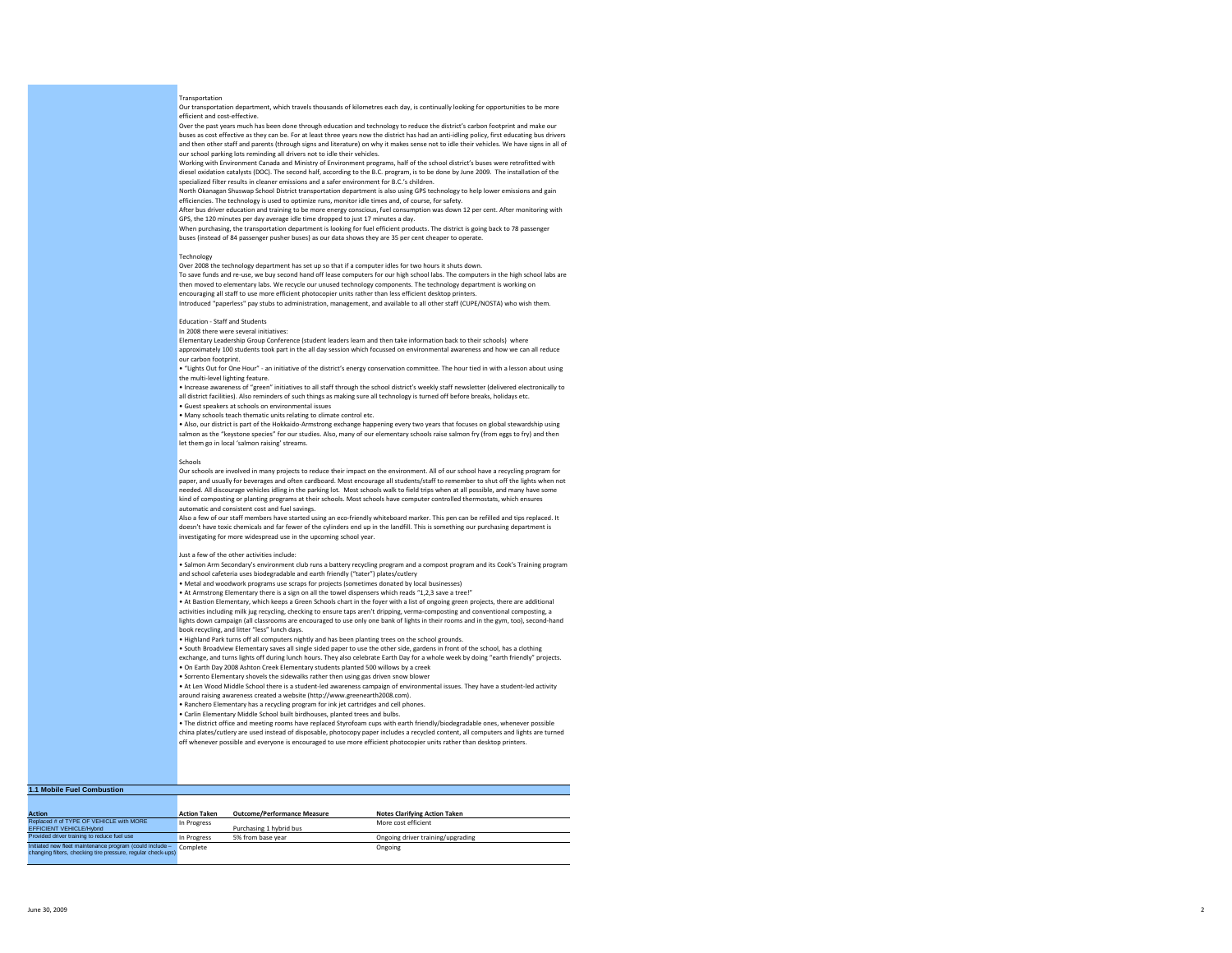### Transportation

Our transportation department, which travels thousands of kilometres each day, is continually looking for opportunities to be more efficient and cost-effective.

Over the past years much has been done through education and technology to reduce the district's carbon footprint and make our buses as cost effective as they can be. For at least three years now the district has had an anti-idling policy, first educating bus drivers and then other staff and parents (through signs and literature) on why it makes sense not to idle their vehicles. We have signs in all of our school parking lots reminding all drivers not to idle their vehicles.

Working with Environment Canada and Ministry of Environment programs, half of the school district's buses were retrofitted with diesel oxidation catalysts (DOC). The second half, according to the B.C. program, is to be done by June 2009. The installation of the specialized filter results in cleaner emissions and a safer environment for B.C.'s children.

North Okanagan Shuswap School District transportation department is also using GPS technology to help lower emissions and gain efficiencies. The technology is used to optimize runs, monitor idle times and, of course, for safety.

After bus driver education and training to be more energy conscious, fuel consumption was down 12 per cent. After monitoring with GPS, the 120 minutes per day average idle time dropped to just 17 minutes a day.

When purchasing, the transportation department is looking for fuel efficient products. The district is going back to 78 passenger buses (instead of 84 passenger pusher buses) as our data shows they are 35 per cent cheaper to operate.

### Technology

Over 2008 the technology department has set up so that if a computer idles for two hours it shuts down.

To save funds and re-use, we buy second hand off lease computers for our high school labs. The computers in the high school labs are then moved to elementary labs. We recycle our unused technology components. The technology department is working on encouraging all staff to use more efficient photocopier units rather than less efficient desktop printers.

Introduced "paperless" pay stubs to administration, management, and available to all other staff (CUPE/NOSTA) who wish them.

### Education - Staff and Students

In 2008 there were several initiatives:

Elementary Leadership Group Conference (student leaders learn and then take information back to their schools) where approximately 100 students took part in the all day session which focussed on environmental awareness and how we can all reduce our carbon footprint.

- "Lights Out for One Hour" - an initiative of the district's energy conservation committee. The hour tied in with a lesson about using the multi-level lighting feature.
- Increase awareness of "green" initiatives to all staff through the school district's weekly staff newsletter (delivered electronically to all district facilities). Also reminders of such things as making sure all technology is turned off before breaks, holidays etc.
- Guest speakers at schools on environmental issues
- Many schools teach thematic units relating to climate control etc.
- Also, our district is part of the Hokkaido-Armstrong exchange happening every two years that focuses on global stewardship using salmon as the "keystone species" for our studies. Also, many of our elementary schools raise salmon fry (from eggs to fry) and then let them go in local 'salmon raising' streams.

### Schools

Our schools are involved in many projects to reduce their impact on the environment. All of our school have a recycling program for paper, and usually for beverages and often cardboard. Most encourage all students/staff to remember to shut off the lights when not needed. All discourage vehicles idling in the parking lot. Most schools walk to field trips when at all possible, and many have some kind of composting or planting programs at their schools. Most schools have computer controlled thermostats, which ensures automatic and consistent cost and fuel savings.

Also a few of our staff members have started using an eco-friendly whiteboard marker. This pen can be refilled and tips replaced. It doesn't have toxic chemicals and far fewer of the cylinders end up in the landfill. This is something our purchasing department is investigating for more widespread use in the upcoming school year.

Just a few of the other activities include:

- Salmon Arm Secondary's environment club runs a battery recycling program and a compost program and its Cook's Training program and school cafeteria uses biodegradable and earth friendly ("tater") plates/cutlery
- Metal and woodwork programs use scraps for projects (sometimes donated by local businesses)
- At Armstrong Elementary there is a sign on all the towel dispensers which reads "1,2,3 save a tree!"
- At Bastion Elementary, which keeps a Green Schools chart in the foyer with a list of ongoing green projects, there are additional activities including milk jug recycling, checking to ensure taps aren't dripping, verma-composting and conventional composting, a lights down campaign (all classrooms are encouraged to use only one bank of lights in their rooms and in the gym, too), second-hand book recycling, and litter "less" lunch days.
- Highland Park turns off all computers nightly and has been planting trees on the school grounds.
- South Broadview Elementary saves all single sided paper to use the other side, gardens in front of the school, has a clothing exchange, and turns lights off during lunch hours. They also celebrate Earth Day for a whole week by doing "earth friendly" projects.
- On Earth Day 2008 Ashton Creek Elementary students planted 500 willows by a creek
- Sorrento Elementary shovels the sidewalks rather then using gas driven snow blower
- At Len Wood Middle School there is a student-led awareness campaign of environmental issues. They have a student-led activity around raising awareness created a website (http://www.greenearth2008.com).
- Ranchero Elementary has a recycling program for ink jet cartridges and cell phones.
- Carlin Elementary Middle School built birdhouses, planted trees and bulbs.
- The district office and meeting rooms have replaced Styrofoam cups with earth friendly/biodegradable ones, whenever possible china plates/cutlery are used instead of disposable, photocopy paper includes a recycled content, all computers and lights are turned off whenever possible and everyone is encouraged to use more efficient photocopier units rather than desktop printers.

### 1.1 Mobile Fuel Combustion

| Action | Action Taken | Outcome/Performance Measure | Notes Clarifying Action Taken |
|---|---|---|---|
| Replaced # of TYPE OF VEHICLE with MORE EFFICIENT VEHICLE/Hybrid | In Progress | Purchasing 1 hybrid bus | More cost efficient |
| Provided driver training to reduce fuel use | In Progress | 5% from base year | Ongoing driver training/upgrading |
| Initiated new fleet maintenance program (could include – changing filters, checking tire pressure, regular check-ups) | Complete | | Ongoing |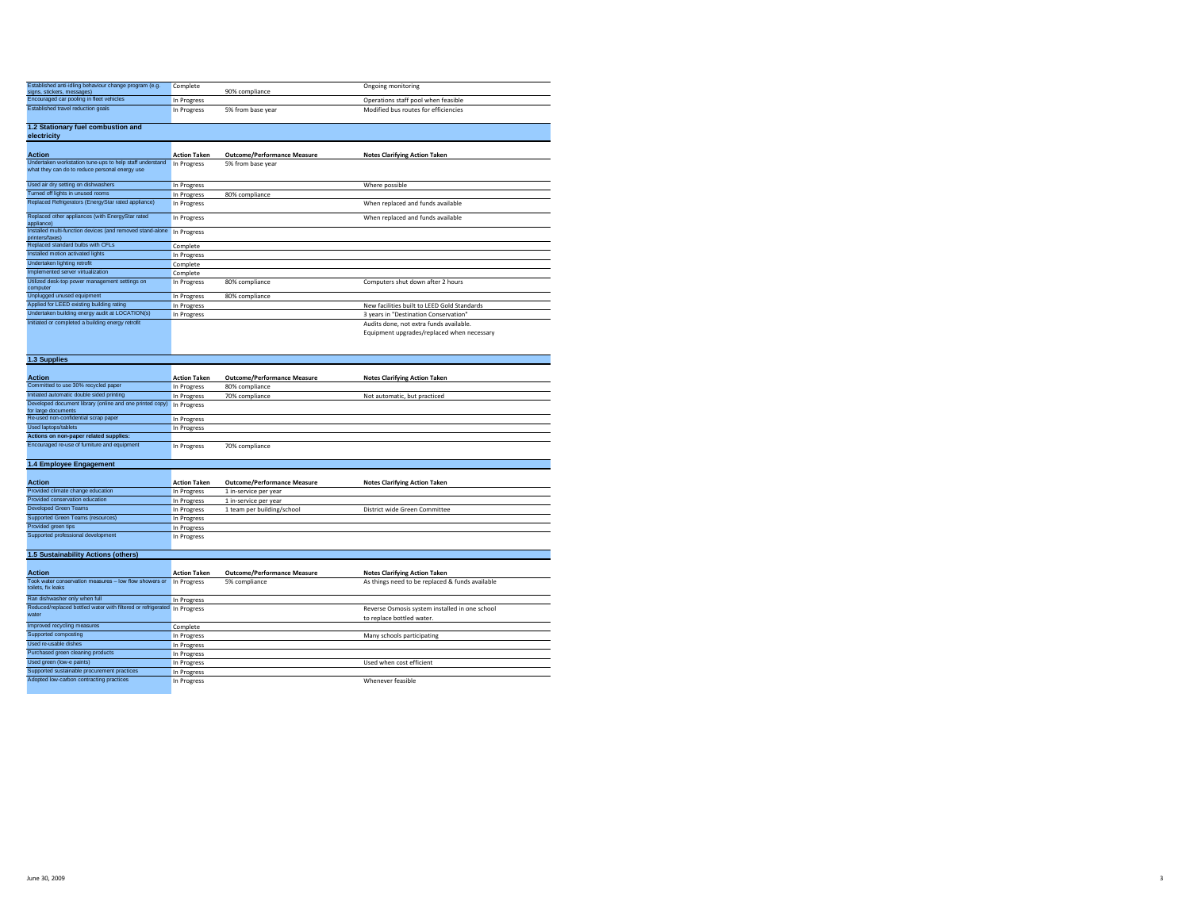| Action | Action Taken | Outcome/Performance Measure | Notes Clarifying Action Taken |
|---|---|---|---|
| Established anti-idling behaviour change program (e.g. signs, stickers, messages) | Complete | 90% compliance | Ongoing monitoring |
| Encouraged car pooling in fleet vehicles | In Progress | | Operations staff pool when feasible |
| Established travel reduction goals | In Progress | 5% from base year | Modified bus routes for efficiencies |

## 1.2 Stationary fuel combustion and electricity

| Action | Action Taken | Outcome/Performance Measure | Notes Clarifying Action Taken |
|---|---|---|---|
| Undertaken workstation tune-ups to help staff understand what they can do to reduce personal energy use | In Progress | 5% from base year | |
| Used air dry setting on dishwashers | In Progress | | Where possible |
| Turned off lights in unused rooms | In Progress | 80% compliance | |
| Replaced Refrigerators (EnergyStar rated appliance) | In Progress | | When replaced and funds available |
| Replaced other appliances (with EnergyStar rated appliance) | In Progress | | When replaced and funds available |
| Installed multi-function devices (and removed stand-alone printers/faxes) | In Progress | | |
| Replaced standard bulbs with CFLs | Complete | | |
| Installed motion activated lights | In Progress | | |
| Undertaken lighting retrofit | Complete | | |
| Implemented server virtualization | Complete | | |
| Utilized desk-top power management settings on computer | In Progress | 80% compliance | Computers shut down after 2 hours |
| Unplugged unused equipment | In Progress | 80% compliance | |
| Applied for LEED existing building rating | In Progress | | New facilities built to LEED Gold Standards |
| Undertaken building energy audit at LOCATION(s) | In Progress | | 3 years in "Destination Conservation" |
| Initiated or completed a building energy retrofit | | | Audits done, not extra funds available. Equipment upgrades/replaced when necessary |

## 1.3 Supplies

| Action | Action Taken | Outcome/Performance Measure | Notes Clarifying Action Taken |
|---|---|---|---|
| Committed to use 30% recycled paper | In Progress | 80% compliance | |
| Initiated automatic double sided printing | In Progress | 70% compliance | Not automatic, but practiced |
| Developed document library (online and one printed copy) for large documents | In Progress | | |
| Re-used non-confidential scrap paper | In Progress | | |
| Used laptops/tablets | In Progress | | |
| **Actions on non-paper related supplies:** | | | |
| Encouraged re-use of furniture and equipment | In Progress | 70% compliance | |

## 1.4 Employee Engagement

| Action | Action Taken | Outcome/Performance Measure | Notes Clarifying Action Taken |
|---|---|---|---|
| Provided climate change education | In Progress | 1 in-service per year | |
| Provided conservation education | In Progress | 1 in-service per year | |
| Developed Green Teams | In Progress | 1 team per building/school | District wide Green Committee |
| Supported Green Teams (resources) | In Progress | | |
| Provided green tips | In Progress | | |
| Supported professional development | In Progress | | |

## 1.5 Sustainability Actions (others)

| Action | Action Taken | Outcome/Performance Measure | Notes Clarifying Action Taken |
|---|---|---|---|
| Took water conservation measures – low flow showers or toilets, fix leaks | In Progress | 5% compliance | As things need to be replaced & funds available |
| Ran dishwasher only when full | In Progress | | |
| Reduced/replaced bottled water with filtered or refrigerated water | In Progress | | Reverse Osmosis system installed in one school to replace bottled water. |
| Improved recycling measures | Complete | | |
| Supported composting | In Progress | | Many schools participating |
| Used re-usable dishes | In Progress | | |
| Purchased green cleaning products | In Progress | | |
| Used green (low-e paints) | In Progress | | Used when cost efficient |
| Supported sustainable procurement practices | In Progress | | |
| Adopted low-carbon contracting practices | In Progress | | Whenever feasible |

June 30, 2009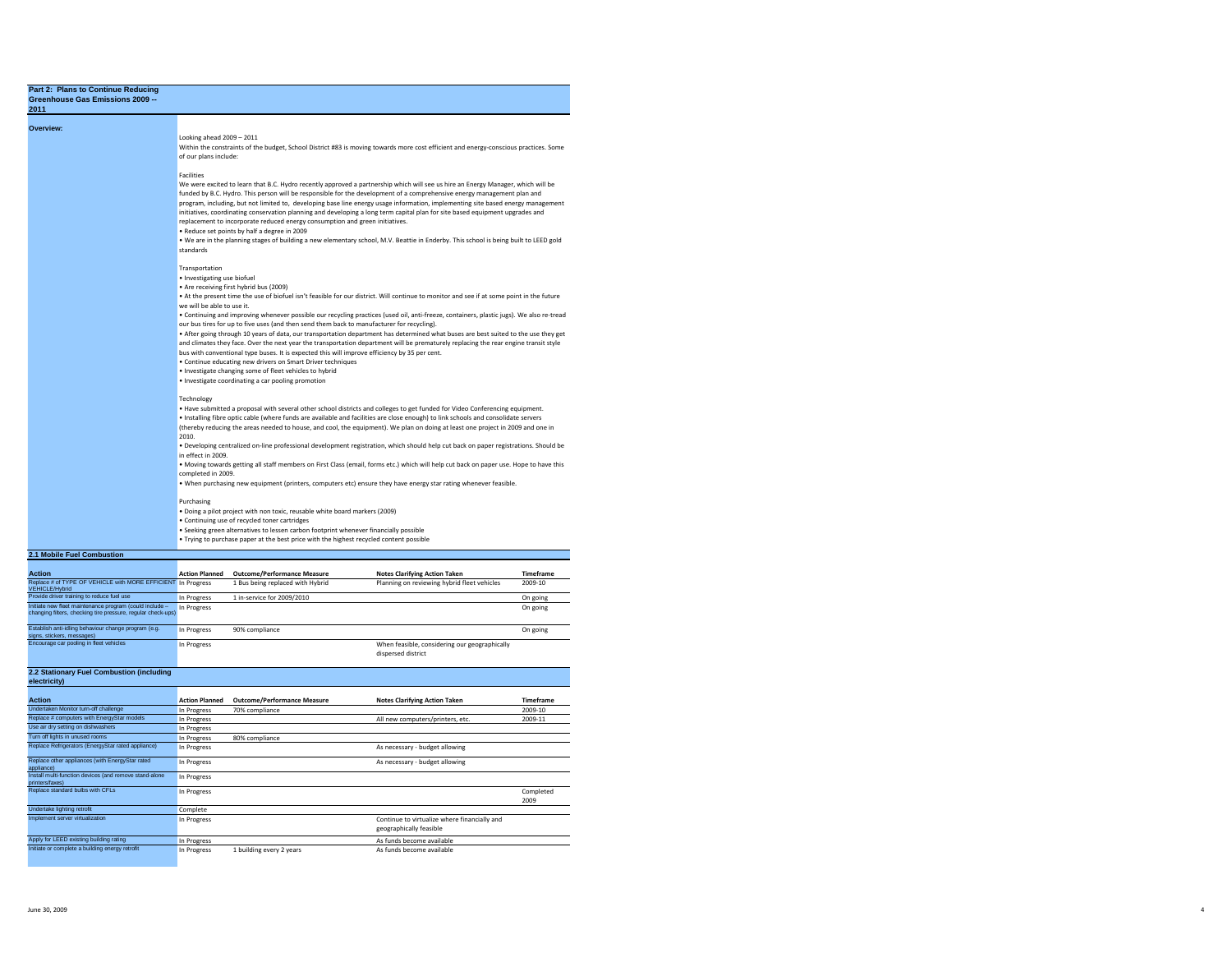## Part 2: Plans to Continue Reducing Greenhouse Gas Emissions 2009 -- 2011

### Overview:

Looking ahead 2009 – 2011

Within the constraints of the budget, School District #83 is moving towards more cost efficient and energy-conscious practices. Some of our plans include:

Facilities

We were excited to learn that B.C. Hydro recently approved a partnership which will see us hire an Energy Manager, which will be funded by B.C. Hydro. This person will be responsible for the development of a comprehensive energy management plan and program, including, but not limited to, developing base line energy usage information, implementing site based energy management initiatives, coordinating conservation planning and developing a long term capital plan for site based equipment upgrades and replacement to incorporate reduced energy consumption and green initiatives.

- Reduce set points by half a degree in 2009
- We are in the planning stages of building a new elementary school, M.V. Beattie in Enderby. This school is being built to LEED gold standards

Transportation

- Investigating use biofuel
- Are receiving first hybrid bus (2009)
- At the present time the use of biofuel isn't feasible for our district. Will continue to monitor and see if at some point in the future we will be able to use it.
- Continuing and improving whenever possible our recycling practices (used oil, anti-freeze, containers, plastic jugs). We also re-tread our bus tires for up to five uses (and then send them back to manufacturer for recycling).
- After going through 10 years of data, our transportation department has determined what buses are best suited to the use they get and climates they face. Over the next year the transportation department will be prematurely replacing the rear engine transit style bus with conventional type buses. It is expected this will improve efficiency by 35 per cent.
- Continue educating new drivers on Smart Driver techniques
- Investigate changing some of fleet vehicles to hybrid
- Investigate coordinating a car pooling promotion

Technology

- Have submitted a proposal with several other school districts and colleges to get funded for Video Conferencing equipment.
- Installing fibre optic cable (where funds are available and facilities are close enough) to link schools and consolidate servers (thereby reducing the areas needed to house, and cool, the equipment). We plan on doing at least one project in 2009 and one in 2010.
- Developing centralized on-line professional development registration, which should help cut back on paper registrations. Should be in effect in 2009.
- Moving towards getting all staff members on First Class (email, forms etc.) which will help cut back on paper use. Hope to have this completed in 2009.
- When purchasing new equipment (printers, computers etc) ensure they have energy star rating whenever feasible.

Purchasing

- Doing a pilot project with non toxic, reusable white board markers (2009)
- Continuing use of recycled toner cartridges
- Seeking green alternatives to lessen carbon footprint whenever financially possible
- Trying to purchase paper at the best price with the highest recycled content possible

### 2.1 Mobile Fuel Combustion

| Action | Action Planned | Outcome/Performance Measure | Notes Clarifying Action Taken | Timeframe |
|---|---|---|---|---|
| Replace # of TYPE OF VEHICLE with MORE EFFICIENT VEHICLE/Hybrid | In Progress | 1 Bus being replaced with Hybrid | Planning on reviewing hybrid fleet vehicles | 2009-10 |
| Provide driver training to reduce fuel use | In Progress | 1 in-service for 2009/2010 | | On going |
| Initiate new fleet maintenance program (could include – changing filters, checking tire pressure, regular check-ups) | In Progress | | | On going |
| Establish anti-idling behaviour change program (e.g. signs, stickers, messages) | In Progress | 90% compliance | | On going |
| Encourage car pooling in fleet vehicles | In Progress | | When feasible, considering our geographically dispersed district | |

### 2.2 Stationary Fuel Combustion (including electricity)

| Action | Action Planned | Outcome/Performance Measure | Notes Clarifying Action Taken | Timeframe |
|---|---|---|---|---|
| Undertaken Monitor turn-off challenge | In Progress | 70% compliance | | 2009-10 |
| Replace # computers with EnergyStar models | In Progress | | All new computers/printers, etc. | 2009-11 |
| Use air dry setting on dishwashers | In Progress | | | |
| Turn off lights in unused rooms | In Progress | 80% compliance | | |
| Replace Refrigerators (EnergyStar rated appliance) | In Progress | | As necessary - budget allowing | |
| Replace other appliances (with EnergyStar rated appliance) | In Progress | | As necessary - budget allowing | |
| Install multi-function devices (and remove stand-alone printers/faxes) | In Progress | | | |
| Replace standard bulbs with CFLs | In Progress | | | Completed 2009 |
| Undertake lighting retrofit | Complete | | | |
| Implement server virtualization | In Progress | | Continue to virtualize where financially and geographically feasible | |
| Apply for LEED existing building rating | In Progress | | As funds become available | |
| Initiate or complete a building energy retrofit | In Progress | 1 building every 2 years | As funds become available | |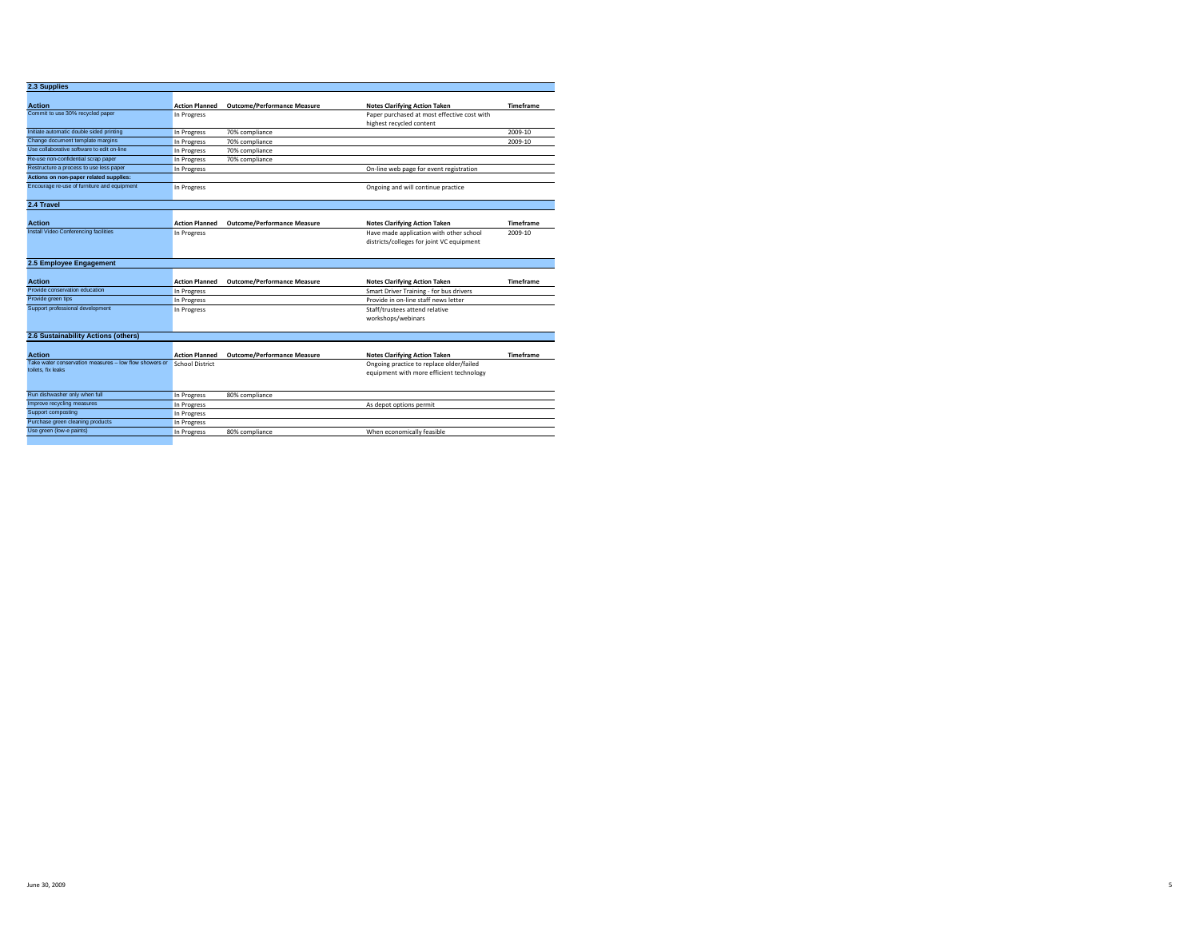## 2.3 Supplies

| Action | Action Planned | Outcome/Performance Measure | Notes Clarifying Action Taken | Timeframe |
|---|---|---|---|---|
| Commit to use 30% recycled paper | In Progress | | Paper purchased at most effective cost with highest recycled content | |
| Initiate automatic double sided printing | In Progress | 70% compliance | | 2009-10 |
| Change document template margins | In Progress | 70% compliance | | 2009-10 |
| Use collaborative software to edit on-line | In Progress | 70% compliance | | |
| Re-use non-confidential scrap paper | In Progress | 70% compliance | | |
| Restructure a process to use less paper | In Progress | | On-line web page for event registration | |
| **Actions on non-paper related supplies:** | | | | |
| Encourage re-use of furniture and equipment | In Progress | | Ongoing and will continue practice | |

## 2.4 Travel

| Action | Action Planned | Outcome/Performance Measure | Notes Clarifying Action Taken | Timeframe |
|---|---|---|---|---|
| Install Video Conferencing facilities | In Progress | | Have made application with other school districts/colleges for joint VC equipment | 2009-10 |

## 2.5 Employee Engagement

| Action | Action Planned | Outcome/Performance Measure | Notes Clarifying Action Taken | Timeframe |
|---|---|---|---|---|
| Provide conservation education | In Progress | | Smart Driver Training - for bus drivers | |
| Provide green tips | In Progress | | Provide in on-line staff news letter | |
| Support professional development | In Progress | | Staff/trustees attend relative workshops/webinars | |

## 2.6 Sustainability Actions (others)

| Action | Action Planned | Outcome/Performance Measure | Notes Clarifying Action Taken | Timeframe |
|---|---|---|---|---|
| Take water conservation measures – low flow showers or toilets, fix leaks | School District | | Ongoing practice to replace older/failed equipment with more efficient technology | |
| Run dishwasher only when full | In Progress | 80% compliance | | |
| Improve recycling measures | In Progress | | As depot options permit | |
| Support composting | In Progress | | | |
| Purchase green cleaning products | In Progress | | | |
| Use green (low-e paints) | In Progress | 80% compliance | When economically feasible | |

June 30, 2009